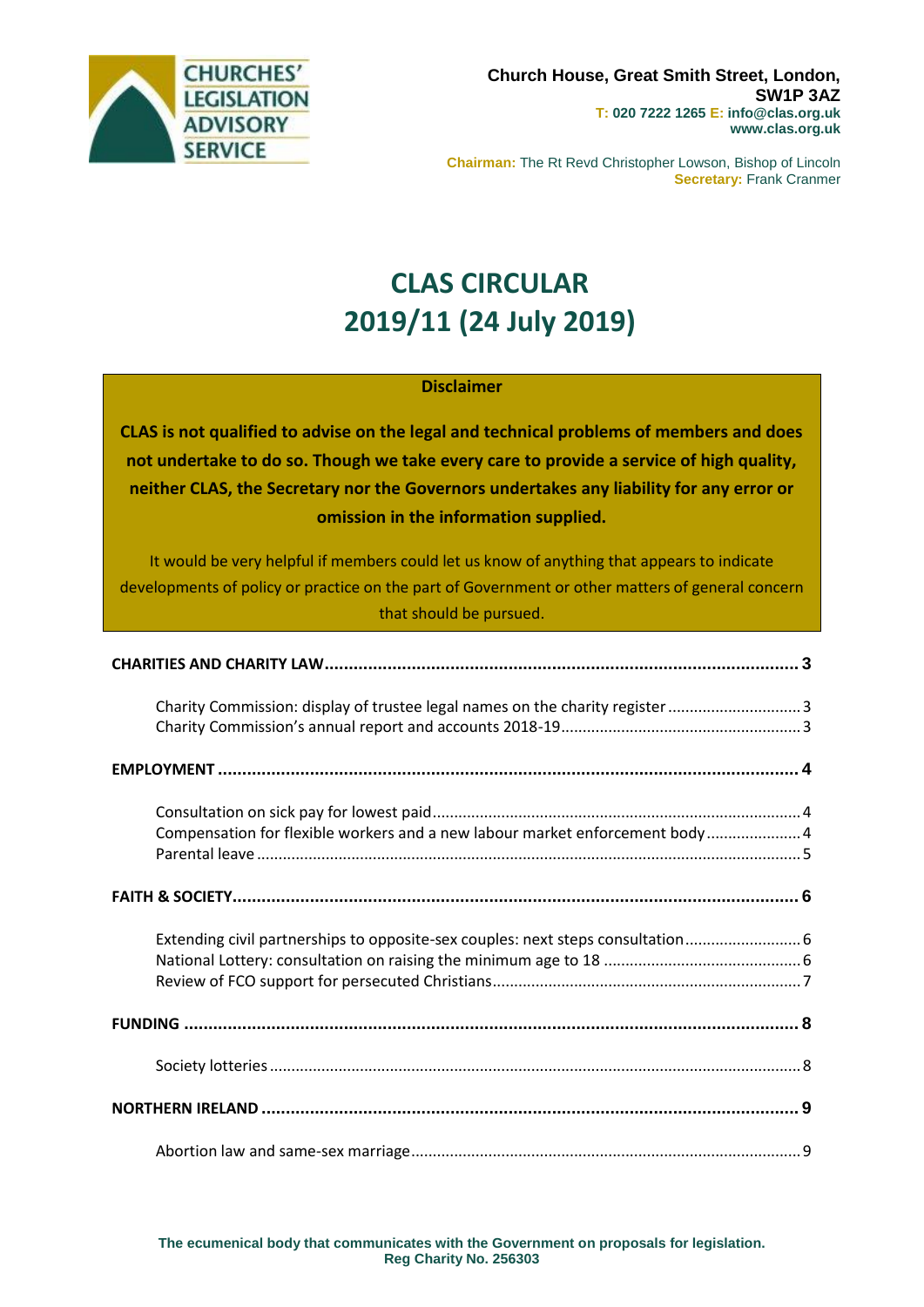CHURCHES' LEGISLATION ADVISORY SERVICE

**Church House, Great Smith Street, London, SW1P 3AZ**
**T: 020 7222 1265 E: info@clas.org.uk**
**www.clas.org.uk**

**Chairman:** The Rt Revd Christopher Lowson, Bishop of Lincoln
**Secretary:** Frank Cranmer

# CLAS CIRCULAR 2019/11 (24 July 2019)

**Disclaimer**

**CLAS is not qualified to advise on the legal and technical problems of members and does not undertake to do so. Though we take every care to provide a service of high quality, neither CLAS, the Secretary nor the Governors undertakes any liability for any error or omission in the information supplied.**

It would be very helpful if members could let us know of anything that appears to indicate developments of policy or practice on the part of Government or other matters of general concern that should be pursued.

**CHARITIES AND CHARITY LAW** ..... 3

- Charity Commission: display of trustee legal names on the charity register ..... 3
- Charity Commission's annual report and accounts 2018-19 ..... 3

**EMPLOYMENT** ..... 4

- Consultation on sick pay for lowest paid ..... 4
- Compensation for flexible workers and a new labour market enforcement body ..... 4
- Parental leave ..... 5

**FAITH & SOCIETY** ..... 6

- Extending civil partnerships to opposite-sex couples: next steps consultation ..... 6
- National Lottery: consultation on raising the minimum age to 18 ..... 6
- Review of FCO support for persecuted Christians ..... 7

**FUNDING** ..... 8

- Society lotteries ..... 8

**NORTHERN IRELAND** ..... 9

- Abortion law and same-sex marriage ..... 9

**The ecumenical body that communicates with the Government on proposals for legislation.**
**Reg Charity No. 256303**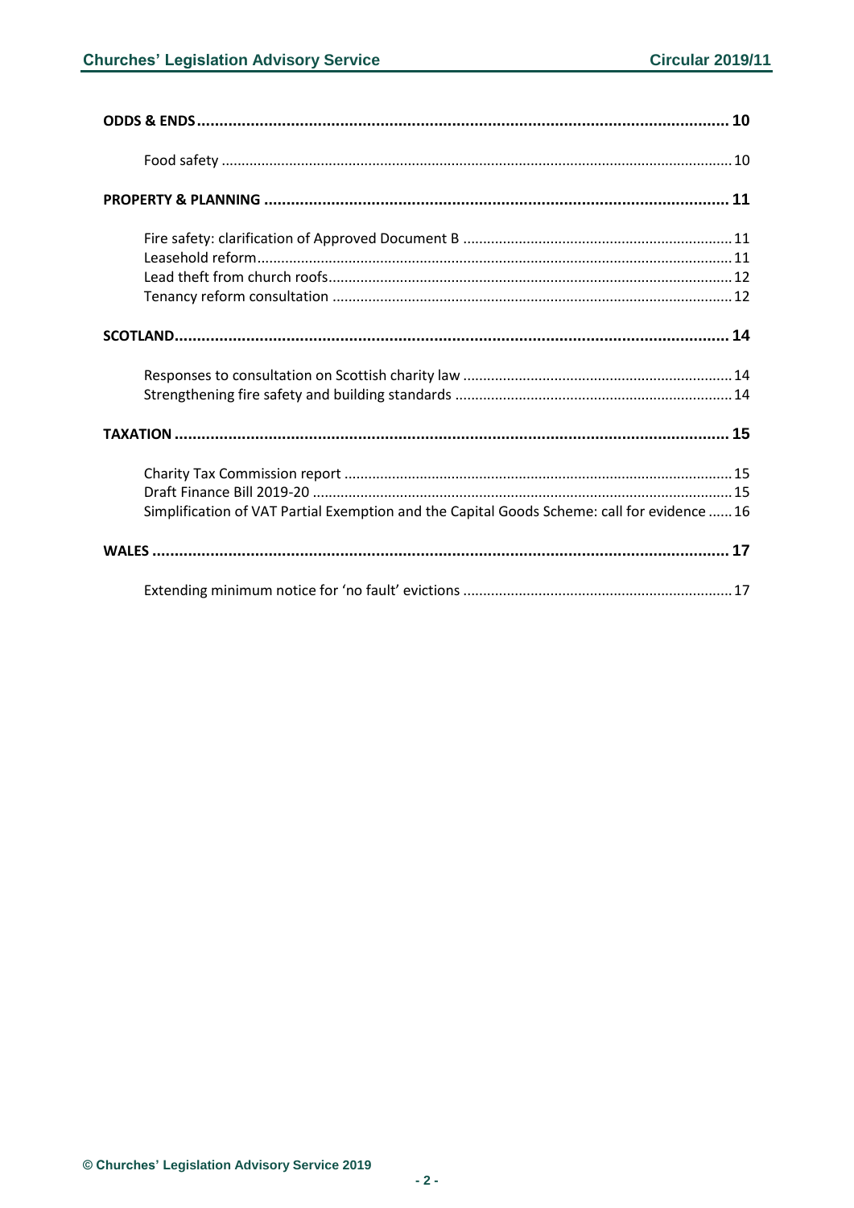**ODDS & ENDS** ..... 10

Food safety ..... 10

**PROPERTY & PLANNING** ..... 11

Fire safety: clarification of Approved Document B ..... 11
Leasehold reform ..... 11
Lead theft from church roofs ..... 12
Tenancy reform consultation ..... 12

**SCOTLAND** ..... 14

Responses to consultation on Scottish charity law ..... 14
Strengthening fire safety and building standards ..... 14

**TAXATION** ..... 15

Charity Tax Commission report ..... 15
Draft Finance Bill 2019-20 ..... 15
Simplification of VAT Partial Exemption and the Capital Goods Scheme: call for evidence ..... 16

**WALES** ..... 17

Extending minimum notice for 'no fault' evictions ..... 17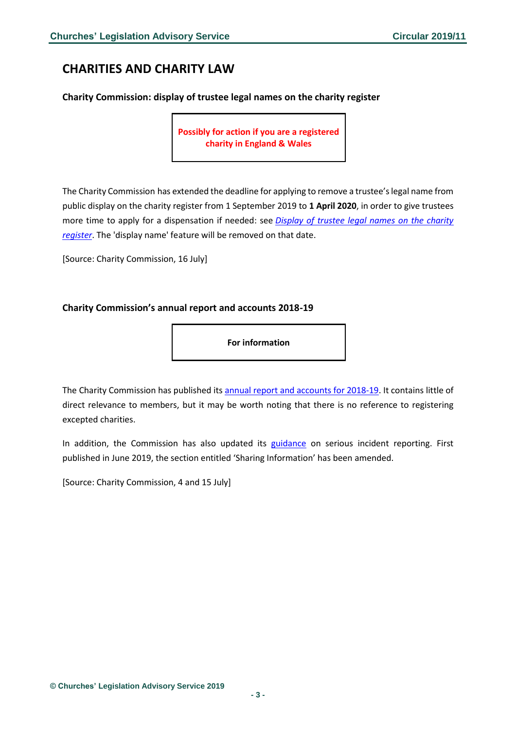# CHARITIES AND CHARITY LAW

### Charity Commission: display of trustee legal names on the charity register

**Possibly for action if you are a registered charity in England & Wales**

The Charity Commission has extended the deadline for applying to remove a trustee's legal name from public display on the charity register from 1 September 2019 to **1 April 2020**, in order to give trustees more time to apply for a dispensation if needed: see *Display of trustee legal names on the charity register*. The 'display name' feature will be removed on that date.

[Source: Charity Commission, 16 July]

### Charity Commission's annual report and accounts 2018-19

**For information**

The Charity Commission has published its annual report and accounts for 2018-19. It contains little of direct relevance to members, but it may be worth noting that there is no reference to registering excepted charities.

In addition, the Commission has also updated its guidance on serious incident reporting. First published in June 2019, the section entitled 'Sharing Information' has been amended.

[Source: Charity Commission, 4 and 15 July]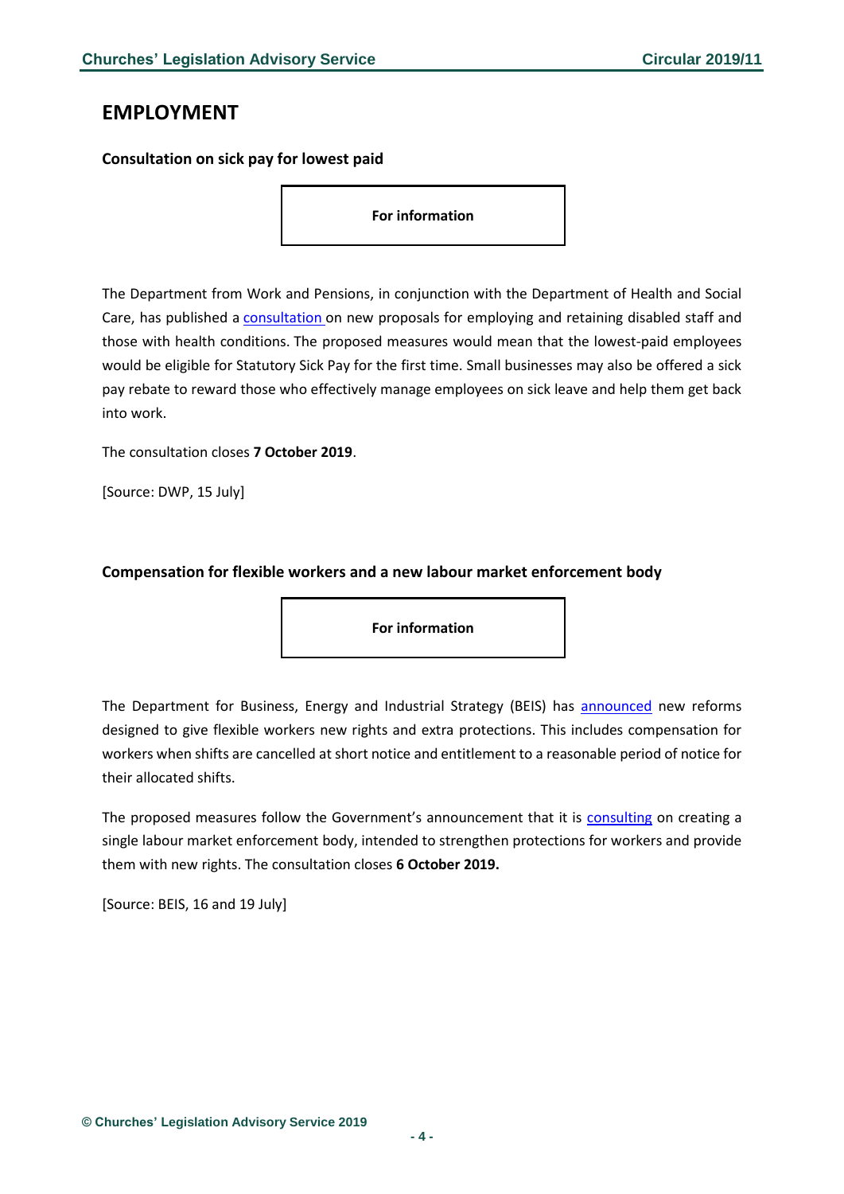# EMPLOYMENT

### Consultation on sick pay for lowest paid

**For information**

The Department from Work and Pensions, in conjunction with the Department of Health and Social Care, has published a consultation on new proposals for employing and retaining disabled staff and those with health conditions. The proposed measures would mean that the lowest-paid employees would be eligible for Statutory Sick Pay for the first time. Small businesses may also be offered a sick pay rebate to reward those who effectively manage employees on sick leave and help them get back into work.

The consultation closes **7 October 2019**.

[Source: DWP, 15 July]

### Compensation for flexible workers and a new labour market enforcement body

**For information**

The Department for Business, Energy and Industrial Strategy (BEIS) has announced new reforms designed to give flexible workers new rights and extra protections. This includes compensation for workers when shifts are cancelled at short notice and entitlement to a reasonable period of notice for their allocated shifts.

The proposed measures follow the Government's announcement that it is consulting on creating a single labour market enforcement body, intended to strengthen protections for workers and provide them with new rights. The consultation closes **6 October 2019.**

[Source: BEIS, 16 and 19 July]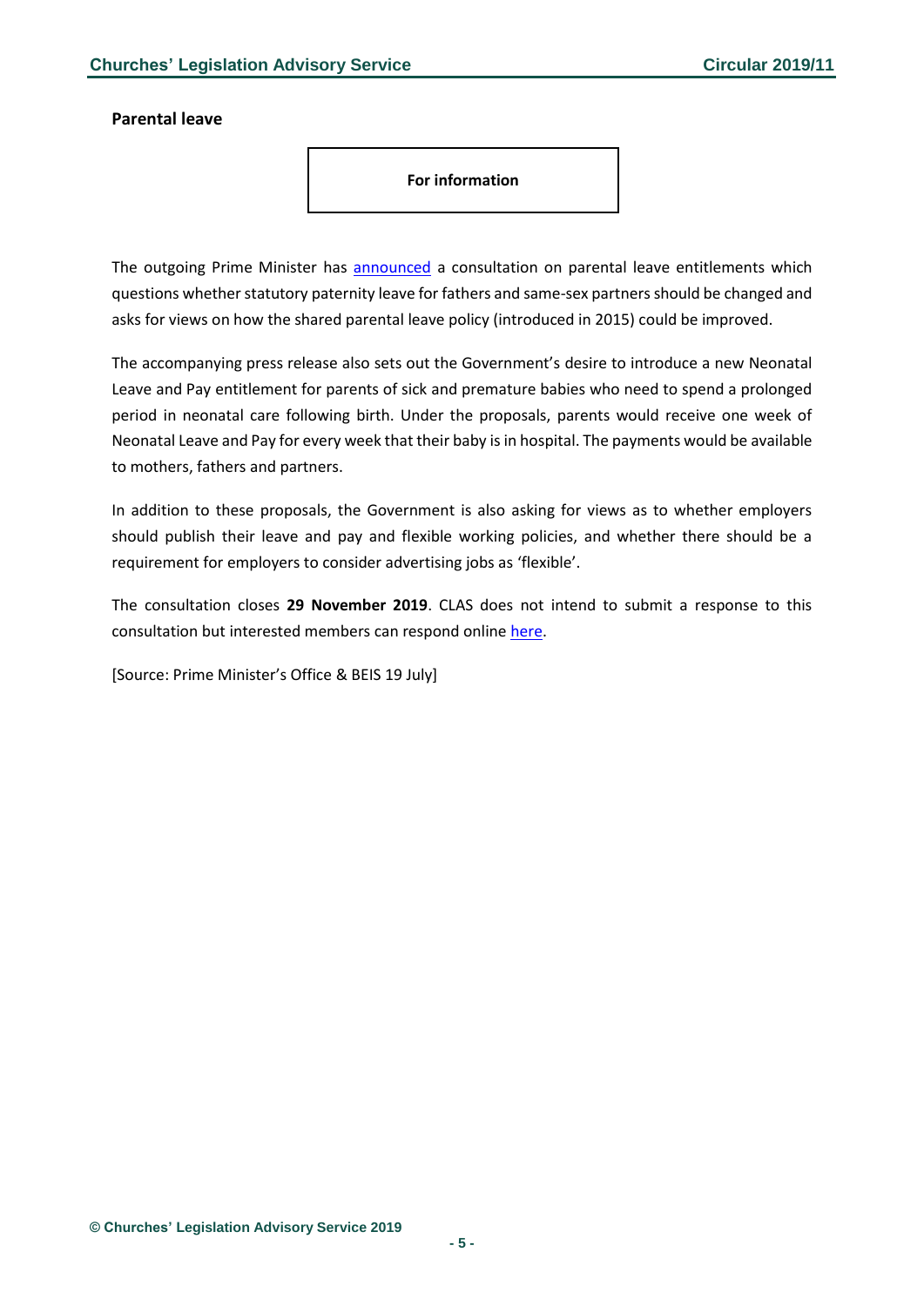**Parental leave**

**For information**

The outgoing Prime Minister has announced a consultation on parental leave entitlements which questions whether statutory paternity leave for fathers and same-sex partners should be changed and asks for views on how the shared parental leave policy (introduced in 2015) could be improved.

The accompanying press release also sets out the Government's desire to introduce a new Neonatal Leave and Pay entitlement for parents of sick and premature babies who need to spend a prolonged period in neonatal care following birth. Under the proposals, parents would receive one week of Neonatal Leave and Pay for every week that their baby is in hospital. The payments would be available to mothers, fathers and partners.

In addition to these proposals, the Government is also asking for views as to whether employers should publish their leave and pay and flexible working policies, and whether there should be a requirement for employers to consider advertising jobs as 'flexible'.

The consultation closes **29 November 2019**. CLAS does not intend to submit a response to this consultation but interested members can respond online here.

[Source: Prime Minister's Office & BEIS 19 July]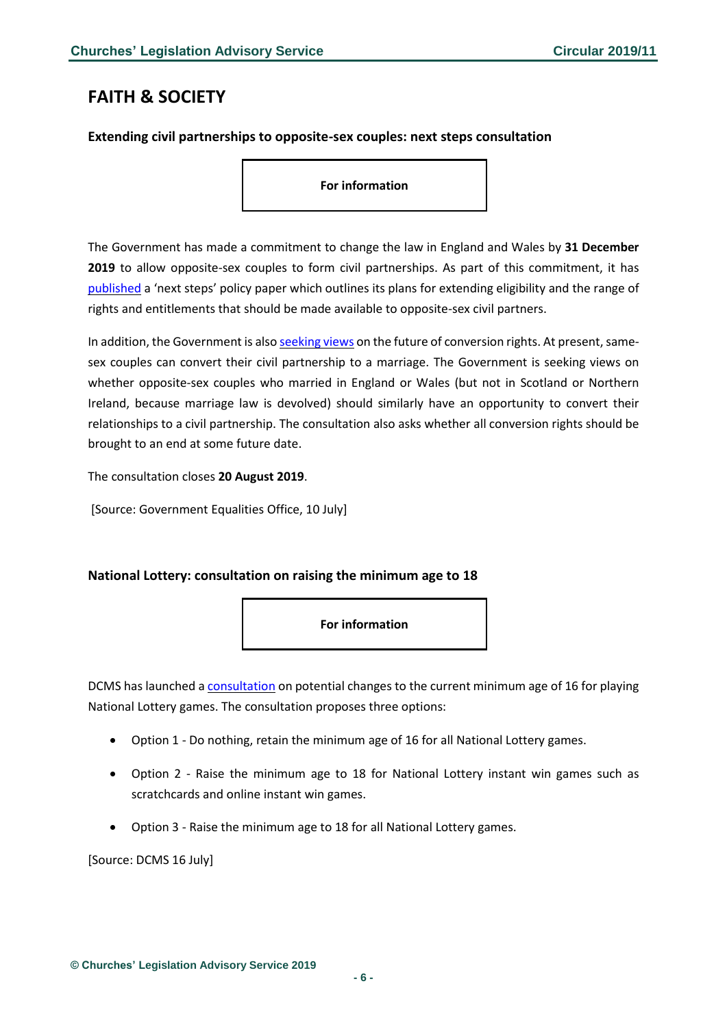## FAITH & SOCIETY

### Extending civil partnerships to opposite-sex couples: next steps consultation

**For information**

The Government has made a commitment to change the law in England and Wales by **31 December 2019** to allow opposite-sex couples to form civil partnerships. As part of this commitment, it has published a 'next steps' policy paper which outlines its plans for extending eligibility and the range of rights and entitlements that should be made available to opposite-sex civil partners.

In addition, the Government is also seeking views on the future of conversion rights. At present, same-sex couples can convert their civil partnership to a marriage. The Government is seeking views on whether opposite-sex couples who married in England or Wales (but not in Scotland or Northern Ireland, because marriage law is devolved) should similarly have an opportunity to convert their relationships to a civil partnership. The consultation also asks whether all conversion rights should be brought to an end at some future date.

The consultation closes **20 August 2019**.

[Source: Government Equalities Office, 10 July]

### National Lottery: consultation on raising the minimum age to 18

**For information**

DCMS has launched a consultation on potential changes to the current minimum age of 16 for playing National Lottery games. The consultation proposes three options:

- Option 1 - Do nothing, retain the minimum age of 16 for all National Lottery games.
- Option 2 - Raise the minimum age to 18 for National Lottery instant win games such as scratchcards and online instant win games.
- Option 3 - Raise the minimum age to 18 for all National Lottery games.

[Source: DCMS 16 July]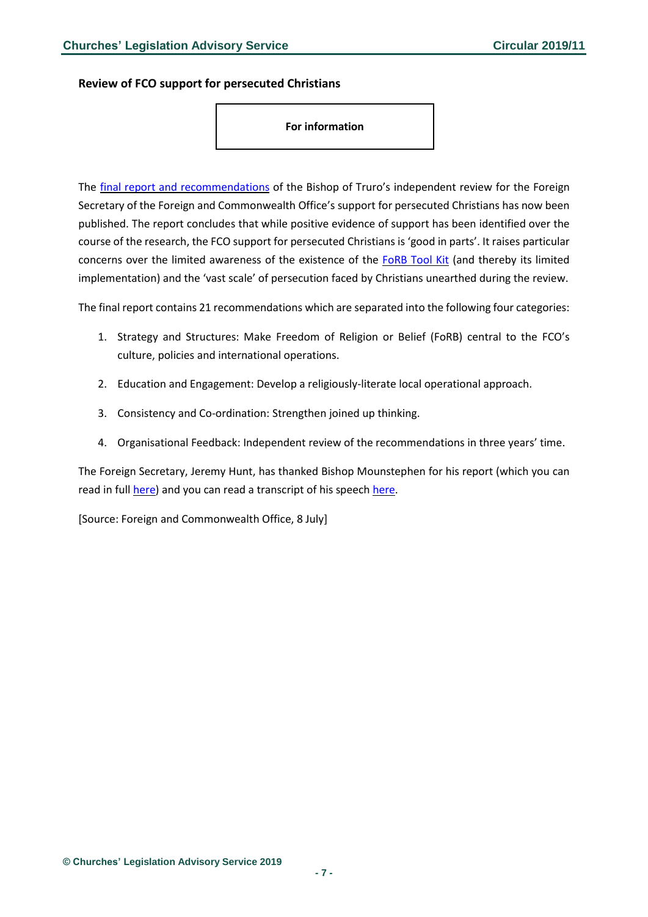**Review of FCO support for persecuted Christians**

**For information**

The final report and recommendations of the Bishop of Truro's independent review for the Foreign Secretary of the Foreign and Commonwealth Office's support for persecuted Christians has now been published. The report concludes that while positive evidence of support has been identified over the course of the research, the FCO support for persecuted Christians is 'good in parts'. It raises particular concerns over the limited awareness of the existence of the FoRB Tool Kit (and thereby its limited implementation) and the 'vast scale' of persecution faced by Christians unearthed during the review.

The final report contains 21 recommendations which are separated into the following four categories:

1. Strategy and Structures: Make Freedom of Religion or Belief (FoRB) central to the FCO's culture, policies and international operations.
2. Education and Engagement: Develop a religiously-literate local operational approach.
3. Consistency and Co-ordination: Strengthen joined up thinking.
4. Organisational Feedback: Independent review of the recommendations in three years' time.

The Foreign Secretary, Jeremy Hunt, has thanked Bishop Mounstephen for his report (which you can read in full here) and you can read a transcript of his speech here.

[Source: Foreign and Commonwealth Office, 8 July]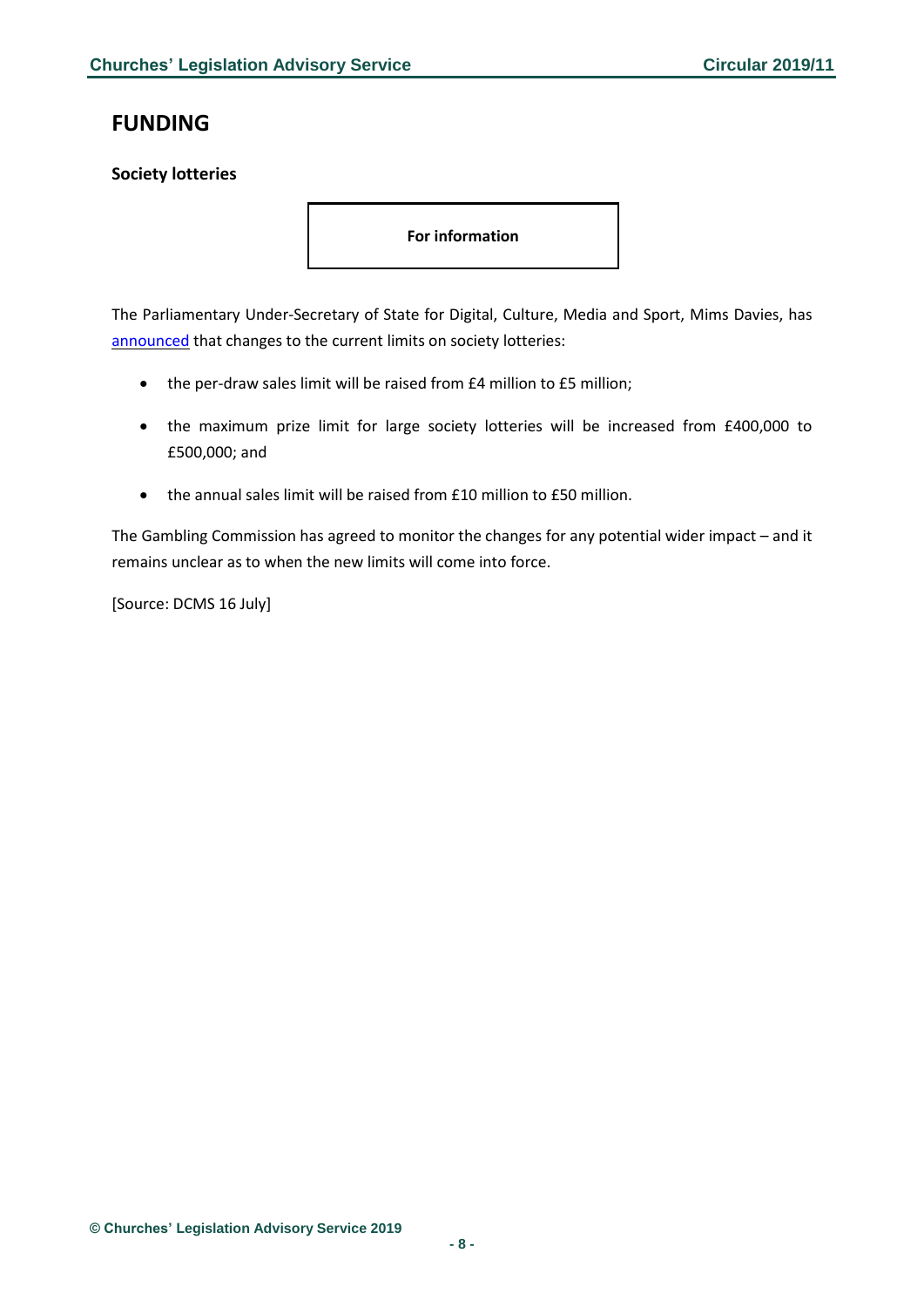# FUNDING

**Society lotteries**

**For information**

The Parliamentary Under-Secretary of State for Digital, Culture, Media and Sport, Mims Davies, has announced that changes to the current limits on society lotteries:

- the per-draw sales limit will be raised from £4 million to £5 million;
- the maximum prize limit for large society lotteries will be increased from £400,000 to £500,000; and
- the annual sales limit will be raised from £10 million to £50 million.

The Gambling Commission has agreed to monitor the changes for any potential wider impact – and it remains unclear as to when the new limits will come into force.

[Source: DCMS 16 July]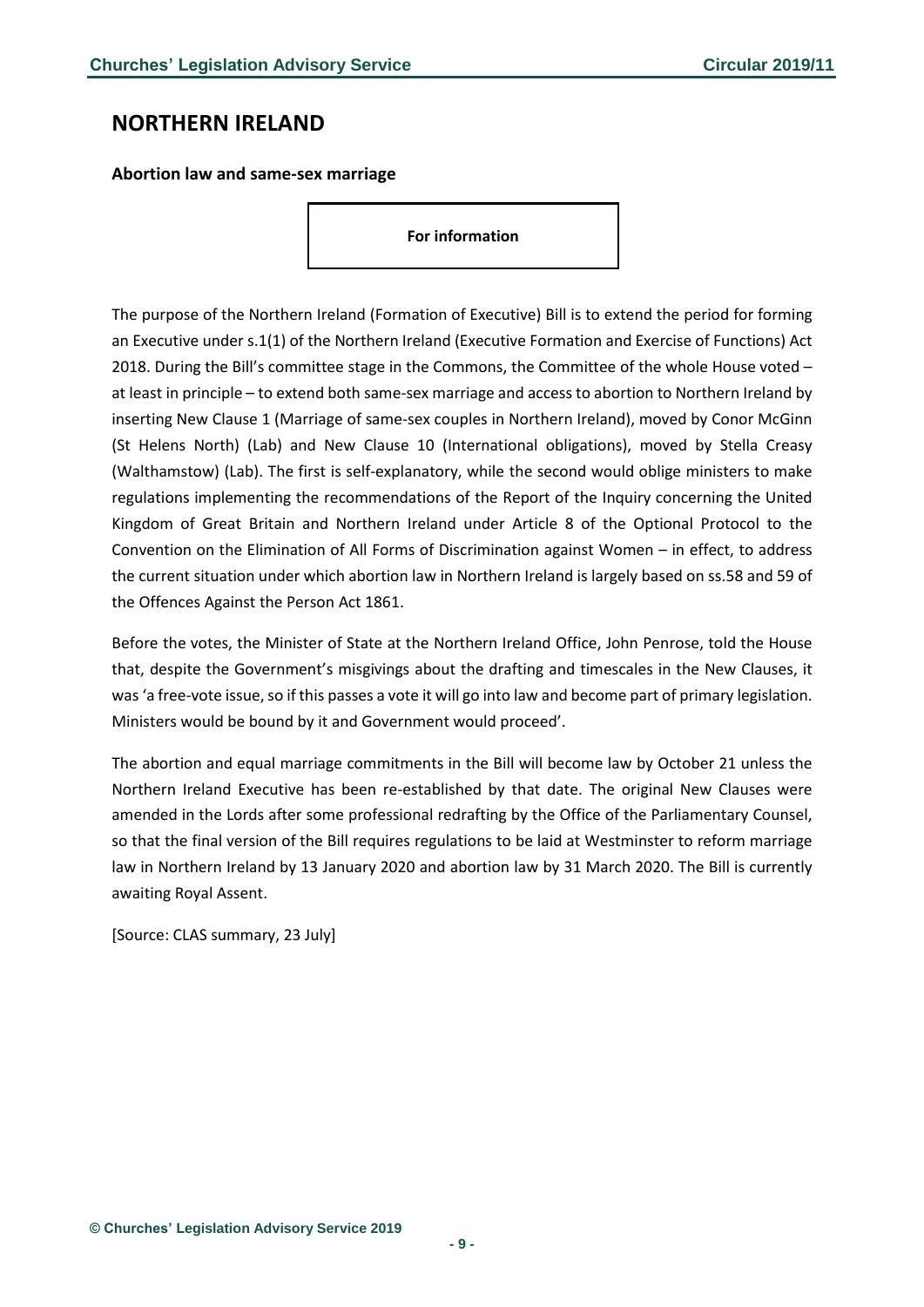## NORTHERN IRELAND

### Abortion law and same-sex marriage

**For information**

The purpose of the Northern Ireland (Formation of Executive) Bill is to extend the period for forming an Executive under s.1(1) of the Northern Ireland (Executive Formation and Exercise of Functions) Act 2018. During the Bill's committee stage in the Commons, the Committee of the whole House voted – at least in principle – to extend both same-sex marriage and access to abortion to Northern Ireland by inserting New Clause 1 (Marriage of same-sex couples in Northern Ireland), moved by Conor McGinn (St Helens North) (Lab) and New Clause 10 (International obligations), moved by Stella Creasy (Walthamstow) (Lab). The first is self-explanatory, while the second would oblige ministers to make regulations implementing the recommendations of the Report of the Inquiry concerning the United Kingdom of Great Britain and Northern Ireland under Article 8 of the Optional Protocol to the Convention on the Elimination of All Forms of Discrimination against Women – in effect, to address the current situation under which abortion law in Northern Ireland is largely based on ss.58 and 59 of the Offences Against the Person Act 1861.

Before the votes, the Minister of State at the Northern Ireland Office, John Penrose, told the House that, despite the Government's misgivings about the drafting and timescales in the New Clauses, it was 'a free-vote issue, so if this passes a vote it will go into law and become part of primary legislation. Ministers would be bound by it and Government would proceed'.

The abortion and equal marriage commitments in the Bill will become law by October 21 unless the Northern Ireland Executive has been re-established by that date. The original New Clauses were amended in the Lords after some professional redrafting by the Office of the Parliamentary Counsel, so that the final version of the Bill requires regulations to be laid at Westminster to reform marriage law in Northern Ireland by 13 January 2020 and abortion law by 31 March 2020. The Bill is currently awaiting Royal Assent.

[Source: CLAS summary, 23 July]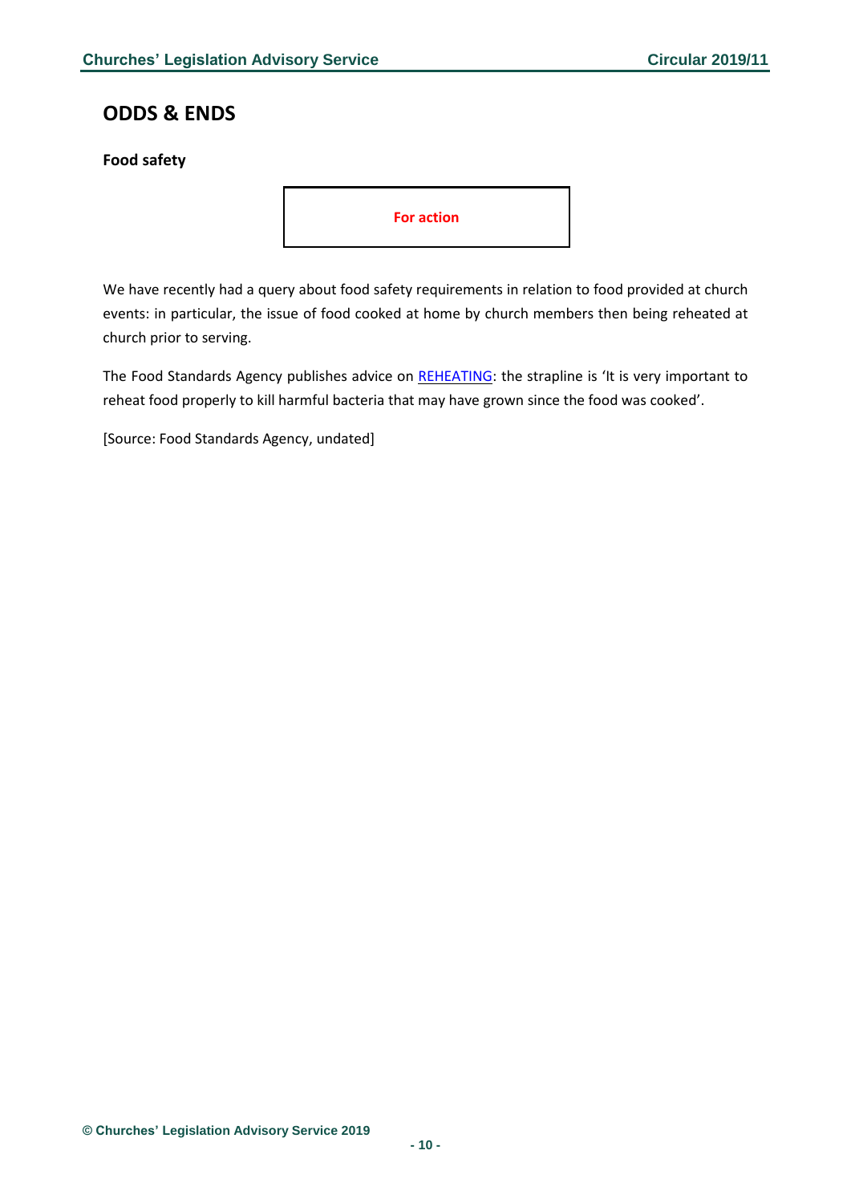## ODDS & ENDS

**Food safety**

**For action**

We have recently had a query about food safety requirements in relation to food provided at church events: in particular, the issue of food cooked at home by church members then being reheated at church prior to serving.

The Food Standards Agency publishes advice on REHEATING: the strapline is 'It is very important to reheat food properly to kill harmful bacteria that may have grown since the food was cooked'.

[Source: Food Standards Agency, undated]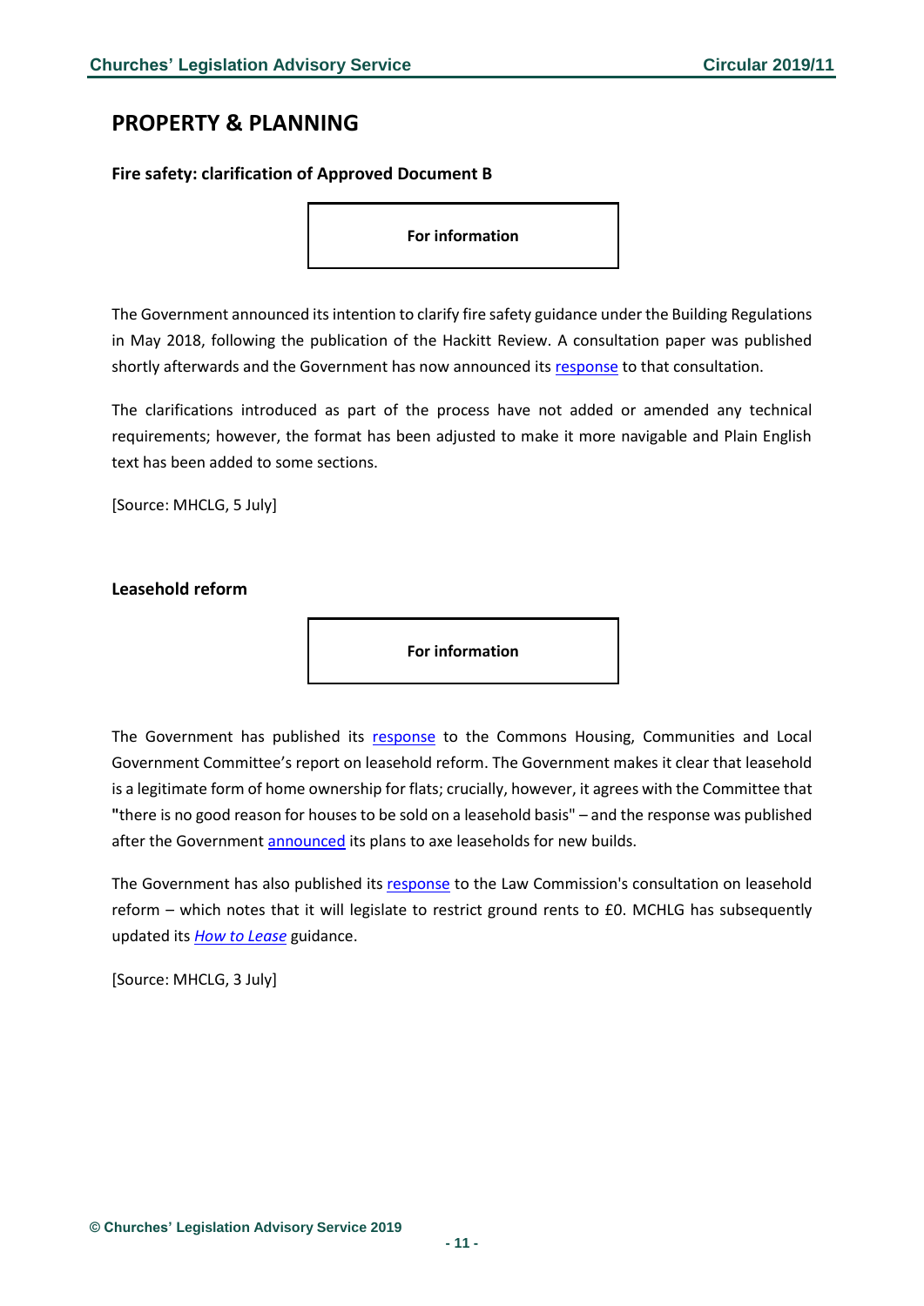## PROPERTY & PLANNING

### Fire safety: clarification of Approved Document B

**For information**

The Government announced its intention to clarify fire safety guidance under the Building Regulations in May 2018, following the publication of the Hackitt Review. A consultation paper was published shortly afterwards and the Government has now announced its response to that consultation.

The clarifications introduced as part of the process have not added or amended any technical requirements; however, the format has been adjusted to make it more navigable and Plain English text has been added to some sections.

[Source: MHCLG, 5 July]

### Leasehold reform

**For information**

The Government has published its response to the Commons Housing, Communities and Local Government Committee's report on leasehold reform. The Government makes it clear that leasehold is a legitimate form of home ownership for flats; crucially, however, it agrees with the Committee that "there is no good reason for houses to be sold on a leasehold basis" – and the response was published after the Government announced its plans to axe leaseholds for new builds.

The Government has also published its response to the Law Commission's consultation on leasehold reform – which notes that it will legislate to restrict ground rents to £0. MCHLG has subsequently updated its *How to Lease* guidance.

[Source: MHCLG, 3 July]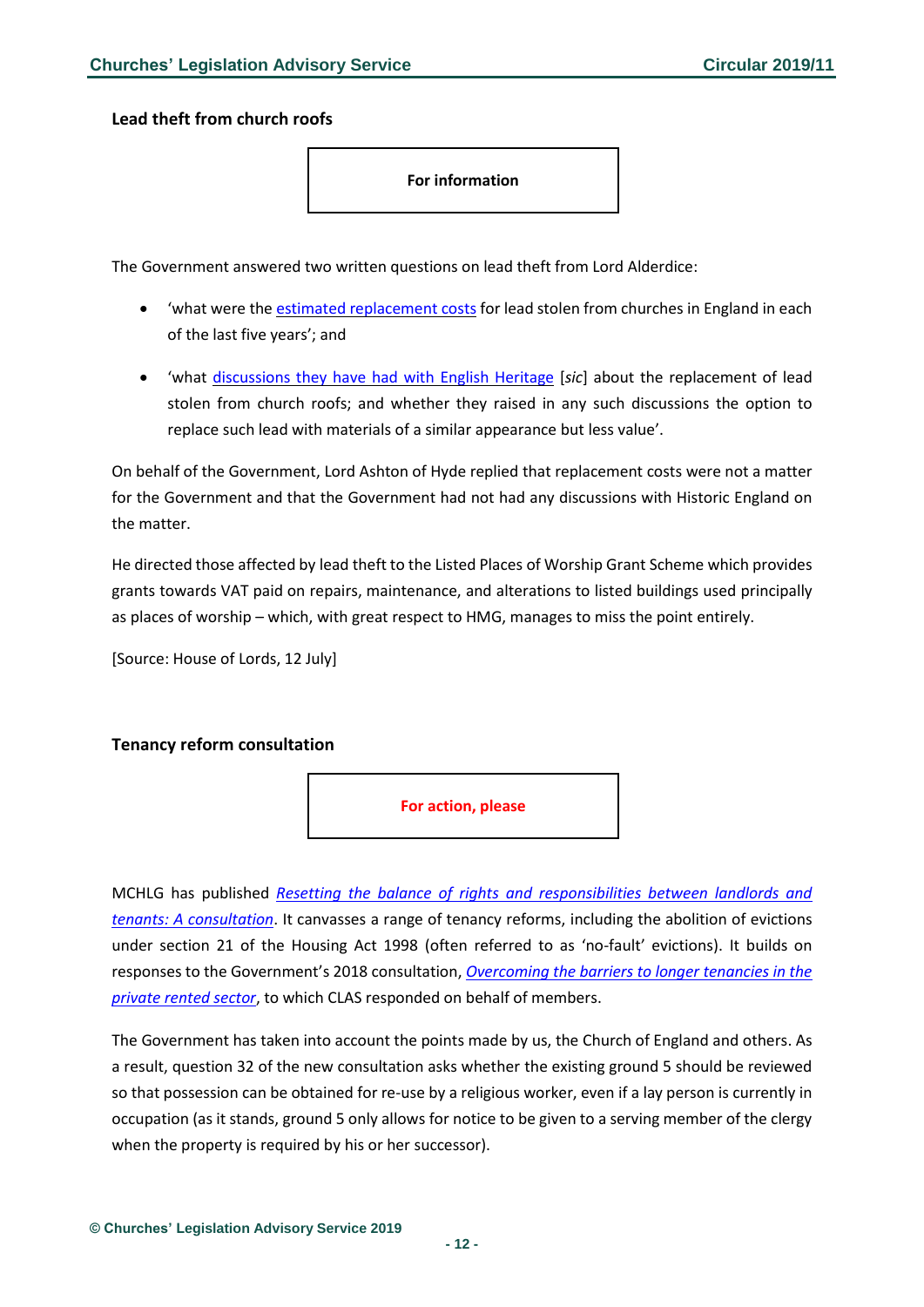### Lead theft from church roofs

**For information**

The Government answered two written questions on lead theft from Lord Alderdice:

- 'what were the estimated replacement costs for lead stolen from churches in England in each of the last five years'; and
- 'what discussions they have had with English Heritage [*sic*] about the replacement of lead stolen from church roofs; and whether they raised in any such discussions the option to replace such lead with materials of a similar appearance but less value'.

On behalf of the Government, Lord Ashton of Hyde replied that replacement costs were not a matter for the Government and that the Government had not had any discussions with Historic England on the matter.

He directed those affected by lead theft to the Listed Places of Worship Grant Scheme which provides grants towards VAT paid on repairs, maintenance, and alterations to listed buildings used principally as places of worship – which, with great respect to HMG, manages to miss the point entirely.

[Source: House of Lords, 12 July]

### Tenancy reform consultation

**For action, please**

MCHLG has published *Resetting the balance of rights and responsibilities between landlords and tenants: A consultation*. It canvasses a range of tenancy reforms, including the abolition of evictions under section 21 of the Housing Act 1998 (often referred to as 'no-fault' evictions). It builds on responses to the Government's 2018 consultation, *Overcoming the barriers to longer tenancies in the private rented sector*, to which CLAS responded on behalf of members.

The Government has taken into account the points made by us, the Church of England and others. As a result, question 32 of the new consultation asks whether the existing ground 5 should be reviewed so that possession can be obtained for re-use by a religious worker, even if a lay person is currently in occupation (as it stands, ground 5 only allows for notice to be given to a serving member of the clergy when the property is required by his or her successor).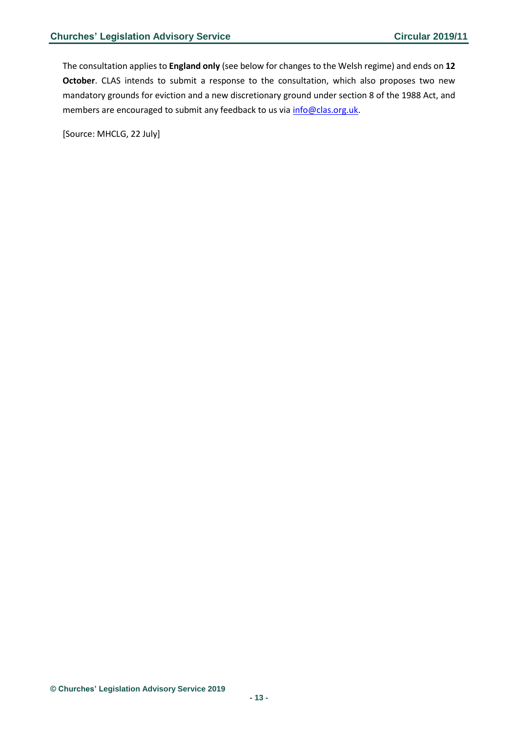The consultation applies to **England only** (see below for changes to the Welsh regime) and ends on **12 October**. CLAS intends to submit a response to the consultation, which also proposes two new mandatory grounds for eviction and a new discretionary ground under section 8 of the 1988 Act, and members are encouraged to submit any feedback to us via info@clas.org.uk.

[Source: MHCLG, 22 July]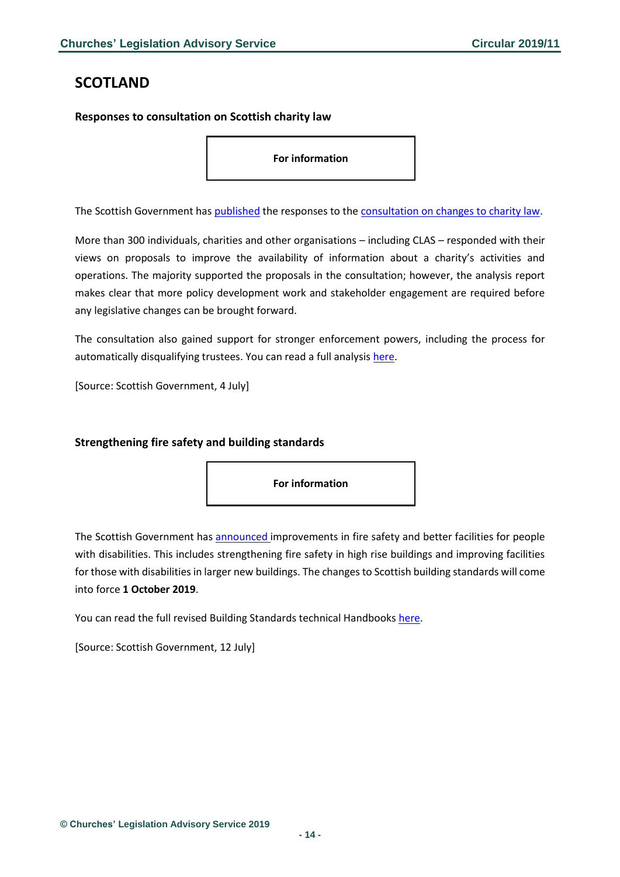# SCOTLAND

### Responses to consultation on Scottish charity law

**For information**

The Scottish Government has published the responses to the consultation on changes to charity law.

More than 300 individuals, charities and other organisations – including CLAS – responded with their views on proposals to improve the availability of information about a charity's activities and operations. The majority supported the proposals in the consultation; however, the analysis report makes clear that more policy development work and stakeholder engagement are required before any legislative changes can be brought forward.

The consultation also gained support for stronger enforcement powers, including the process for automatically disqualifying trustees. You can read a full analysis here.

[Source: Scottish Government, 4 July]

### Strengthening fire safety and building standards

**For information**

The Scottish Government has announced improvements in fire safety and better facilities for people with disabilities. This includes strengthening fire safety in high rise buildings and improving facilities for those with disabilities in larger new buildings. The changes to Scottish building standards will come into force **1 October 2019**.

You can read the full revised Building Standards technical Handbooks here.

[Source: Scottish Government, 12 July]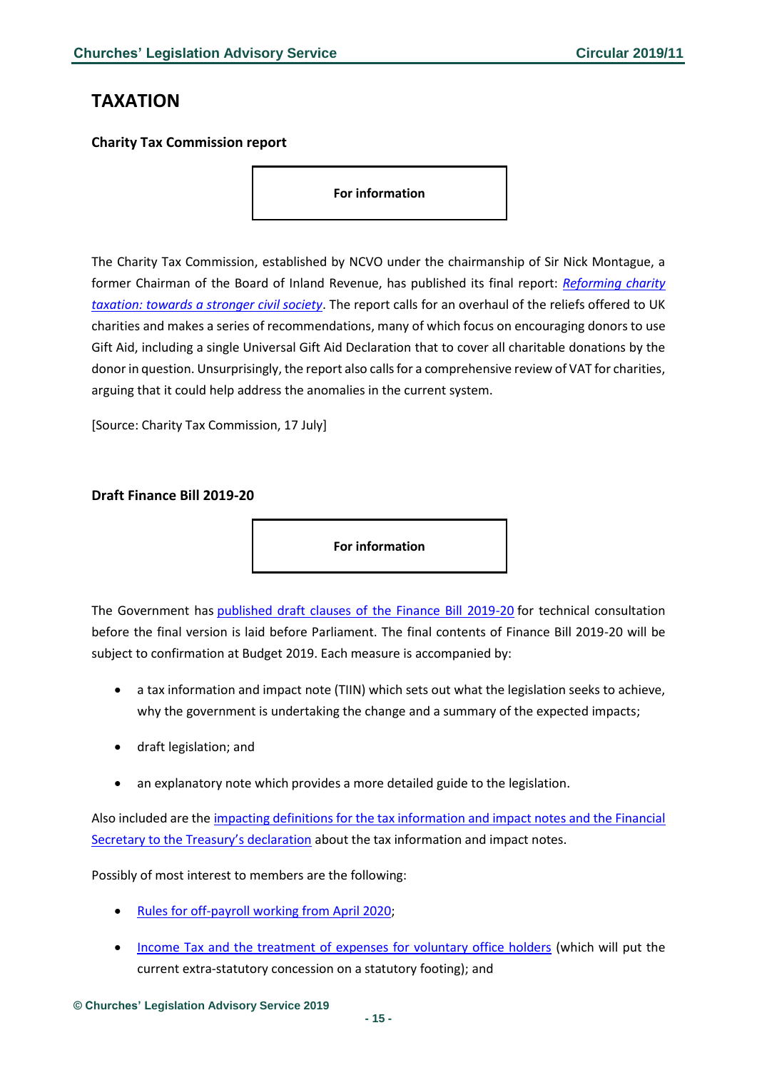# TAXATION

### Charity Tax Commission report

**For information**

The Charity Tax Commission, established by NCVO under the chairmanship of Sir Nick Montague, a former Chairman of the Board of Inland Revenue, has published its final report: *Reforming charity taxation: towards a stronger civil society*. The report calls for an overhaul of the reliefs offered to UK charities and makes a series of recommendations, many of which focus on encouraging donors to use Gift Aid, including a single Universal Gift Aid Declaration that to cover all charitable donations by the donor in question. Unsurprisingly, the report also calls for a comprehensive review of VAT for charities, arguing that it could help address the anomalies in the current system.

[Source: Charity Tax Commission, 17 July]

### Draft Finance Bill 2019-20

**For information**

The Government has published draft clauses of the Finance Bill 2019-20 for technical consultation before the final version is laid before Parliament. The final contents of Finance Bill 2019-20 will be subject to confirmation at Budget 2019. Each measure is accompanied by:

- a tax information and impact note (TIIN) which sets out what the legislation seeks to achieve, why the government is undertaking the change and a summary of the expected impacts;
- draft legislation; and
- an explanatory note which provides a more detailed guide to the legislation.

Also included are the impacting definitions for the tax information and impact notes and the Financial Secretary to the Treasury's declaration about the tax information and impact notes.

Possibly of most interest to members are the following:

- Rules for off-payroll working from April 2020;
- Income Tax and the treatment of expenses for voluntary office holders (which will put the current extra-statutory concession on a statutory footing); and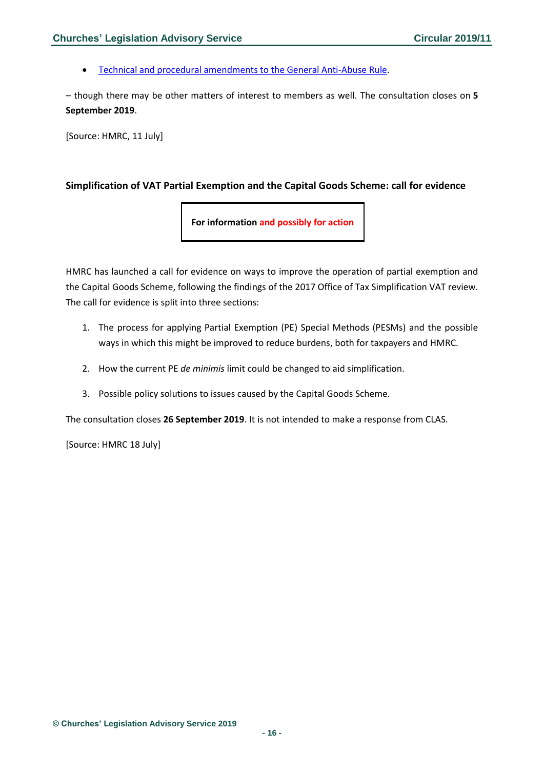- Technical and procedural amendments to the General Anti-Abuse Rule.

– though there may be other matters of interest to members as well. The consultation closes on **5 September 2019**.

[Source: HMRC, 11 July]

### Simplification of VAT Partial Exemption and the Capital Goods Scheme: call for evidence

**For information and possibly for action**

HMRC has launched a call for evidence on ways to improve the operation of partial exemption and the Capital Goods Scheme, following the findings of the 2017 Office of Tax Simplification VAT review. The call for evidence is split into three sections:

1. The process for applying Partial Exemption (PE) Special Methods (PESMs) and the possible ways in which this might be improved to reduce burdens, both for taxpayers and HMRC.
2. How the current PE *de minimis* limit could be changed to aid simplification.
3. Possible policy solutions to issues caused by the Capital Goods Scheme.

The consultation closes **26 September 2019**. It is not intended to make a response from CLAS.

[Source: HMRC 18 July]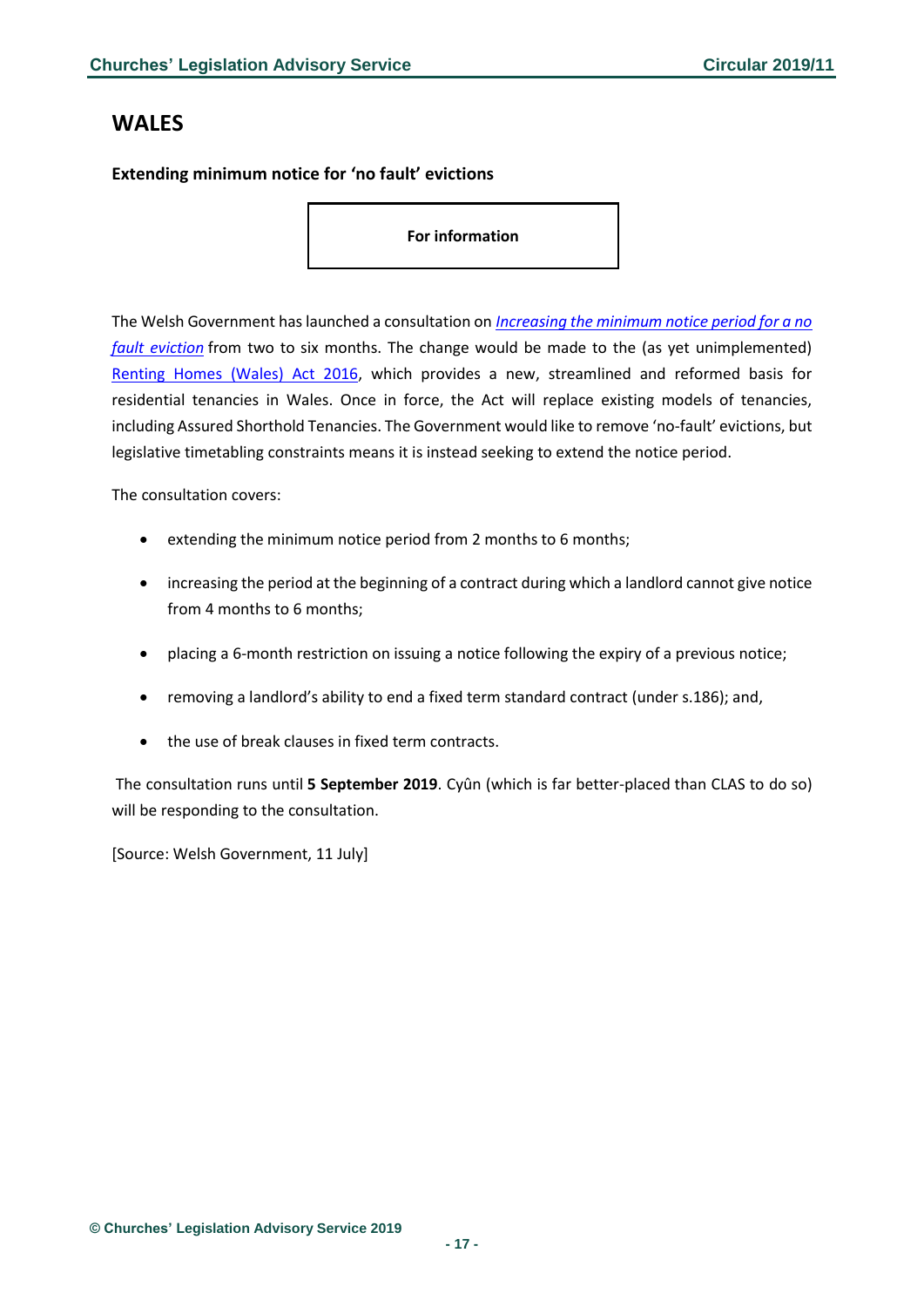# WALES

### Extending minimum notice for 'no fault' evictions

**For information**

The Welsh Government has launched a consultation on *Increasing the minimum notice period for a no fault eviction* from two to six months. The change would be made to the (as yet unimplemented) Renting Homes (Wales) Act 2016, which provides a new, streamlined and reformed basis for residential tenancies in Wales. Once in force, the Act will replace existing models of tenancies, including Assured Shorthold Tenancies. The Government would like to remove 'no-fault' evictions, but legislative timetabling constraints means it is instead seeking to extend the notice period.

The consultation covers:

- extending the minimum notice period from 2 months to 6 months;
- increasing the period at the beginning of a contract during which a landlord cannot give notice from 4 months to 6 months;
- placing a 6-month restriction on issuing a notice following the expiry of a previous notice;
- removing a landlord's ability to end a fixed term standard contract (under s.186); and,
- the use of break clauses in fixed term contracts.

The consultation runs until **5 September 2019**. Cyûn (which is far better-placed than CLAS to do so) will be responding to the consultation.

[Source: Welsh Government, 11 July]